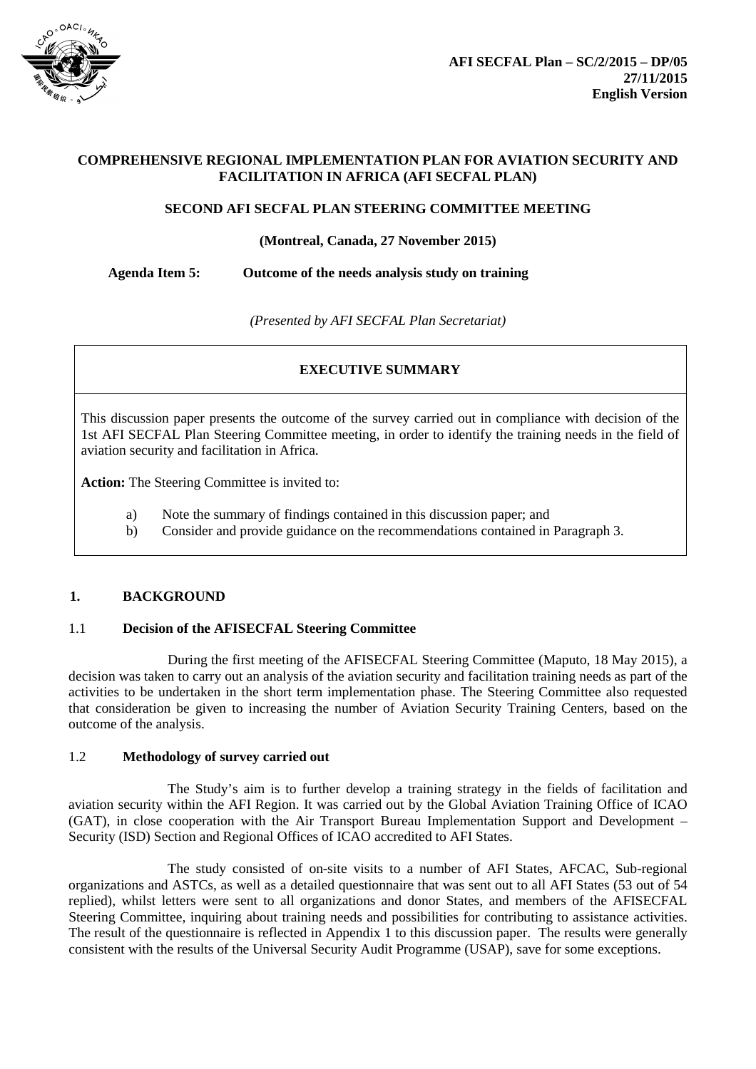**AFI SECFAL Plan – SC/2/2015 – DP/05**
**27/11/2015**
**English Version**

# COMPREHENSIVE REGIONAL IMPLEMENTATION PLAN FOR AVIATION SECURITY AND FACILITATION IN AFRICA (AFI SECFAL PLAN)

## SECOND AFI SECFAL PLAN STEERING COMMITTEE MEETING

**(Montreal, Canada, 27 November 2015)**

**Agenda Item 5: Outcome of the needs analysis study on training**

*(Presented by AFI SECFAL Plan Secretariat)*

| **EXECUTIVE SUMMARY** |
|---|
| This discussion paper presents the outcome of the survey carried out in compliance with decision of the 1st AFI SECFAL Plan Steering Committee meeting, in order to identify the training needs in the field of aviation security and facilitation in Africa.<br><br>**Action:** The Steering Committee is invited to:<br><br>a) Note the summary of findings contained in this discussion paper; and<br>b) Consider and provide guidance on the recommendations contained in Paragraph 3. |

## 1. BACKGROUND

### 1.1 Decision of the AFISECFAL Steering Committee

During the first meeting of the AFISECFAL Steering Committee (Maputo, 18 May 2015), a decision was taken to carry out an analysis of the aviation security and facilitation training needs as part of the activities to be undertaken in the short term implementation phase. The Steering Committee also requested that consideration be given to increasing the number of Aviation Security Training Centers, based on the outcome of the analysis.

### 1.2 Methodology of survey carried out

The Study's aim is to further develop a training strategy in the fields of facilitation and aviation security within the AFI Region. It was carried out by the Global Aviation Training Office of ICAO (GAT), in close cooperation with the Air Transport Bureau Implementation Support and Development – Security (ISD) Section and Regional Offices of ICAO accredited to AFI States.

The study consisted of on-site visits to a number of AFI States, AFCAC, Sub-regional organizations and ASTCs, as well as a detailed questionnaire that was sent out to all AFI States (53 out of 54 replied), whilst letters were sent to all organizations and donor States, and members of the AFISECFAL Steering Committee, inquiring about training needs and possibilities for contributing to assistance activities. The result of the questionnaire is reflected in Appendix 1 to this discussion paper. The results were generally consistent with the results of the Universal Security Audit Programme (USAP), save for some exceptions.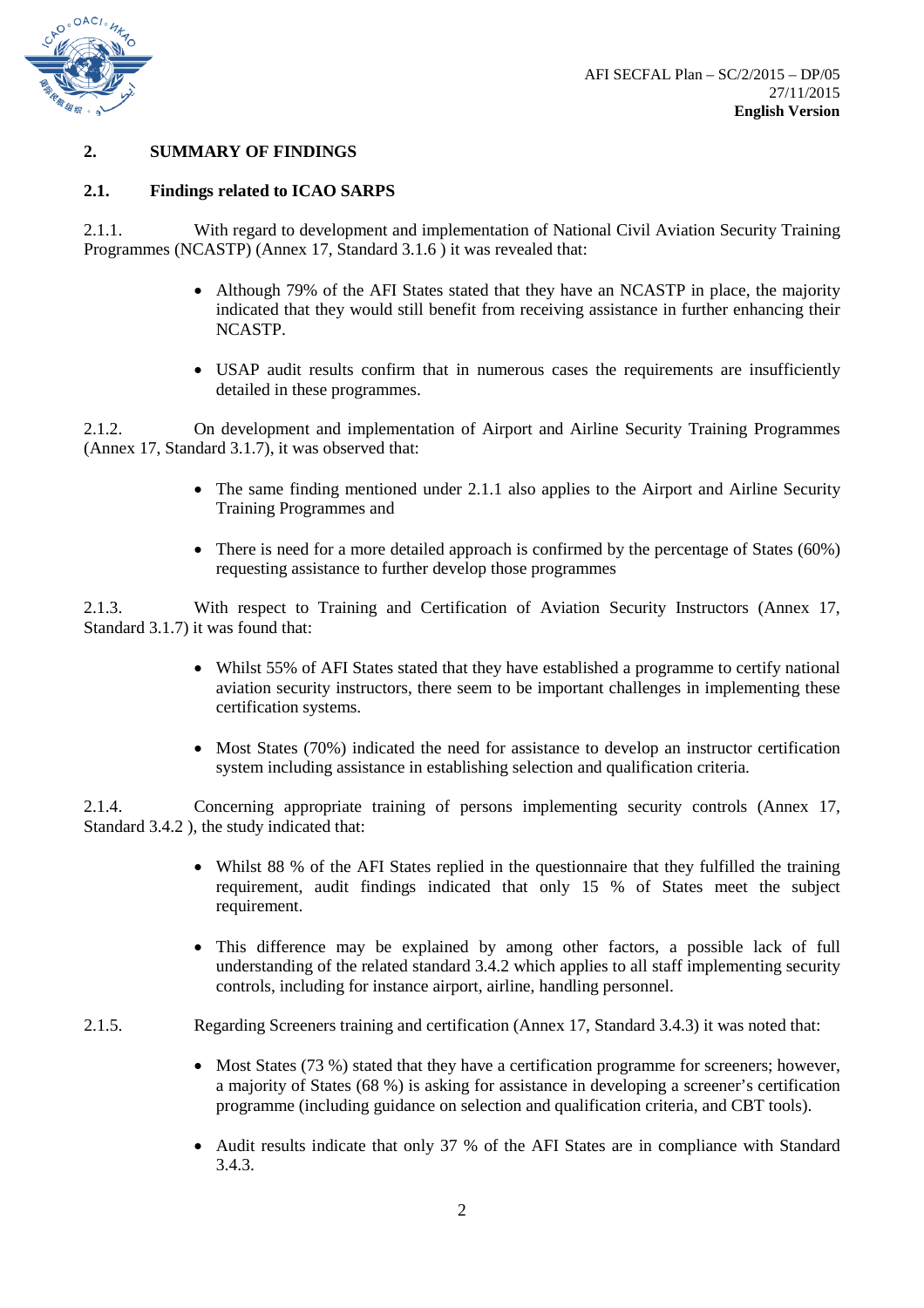## 2. SUMMARY OF FINDINGS

### 2.1. Findings related to ICAO SARPS

2.1.1. With regard to development and implementation of National Civil Aviation Security Training Programmes (NCASTP) (Annex 17, Standard 3.1.6 ) it was revealed that:

- Although 79% of the AFI States stated that they have an NCASTP in place, the majority indicated that they would still benefit from receiving assistance in further enhancing their NCASTP.
- USAP audit results confirm that in numerous cases the requirements are insufficiently detailed in these programmes.

2.1.2. On development and implementation of Airport and Airline Security Training Programmes (Annex 17, Standard 3.1.7), it was observed that:

- The same finding mentioned under 2.1.1 also applies to the Airport and Airline Security Training Programmes and
- There is need for a more detailed approach is confirmed by the percentage of States (60%) requesting assistance to further develop those programmes

2.1.3. With respect to Training and Certification of Aviation Security Instructors (Annex 17, Standard 3.1.7) it was found that:

- Whilst 55% of AFI States stated that they have established a programme to certify national aviation security instructors, there seem to be important challenges in implementing these certification systems.
- Most States (70%) indicated the need for assistance to develop an instructor certification system including assistance in establishing selection and qualification criteria.

2.1.4. Concerning appropriate training of persons implementing security controls (Annex 17, Standard 3.4.2 ), the study indicated that:

- Whilst 88 % of the AFI States replied in the questionnaire that they fulfilled the training requirement, audit findings indicated that only 15 % of States meet the subject requirement.
- This difference may be explained by among other factors, a possible lack of full understanding of the related standard 3.4.2 which applies to all staff implementing security controls, including for instance airport, airline, handling personnel.

2.1.5. Regarding Screeners training and certification (Annex 17, Standard 3.4.3) it was noted that:

- Most States (73 %) stated that they have a certification programme for screeners; however, a majority of States (68 %) is asking for assistance in developing a screener's certification programme (including guidance on selection and qualification criteria, and CBT tools).
- Audit results indicate that only 37 % of the AFI States are in compliance with Standard 3.4.3.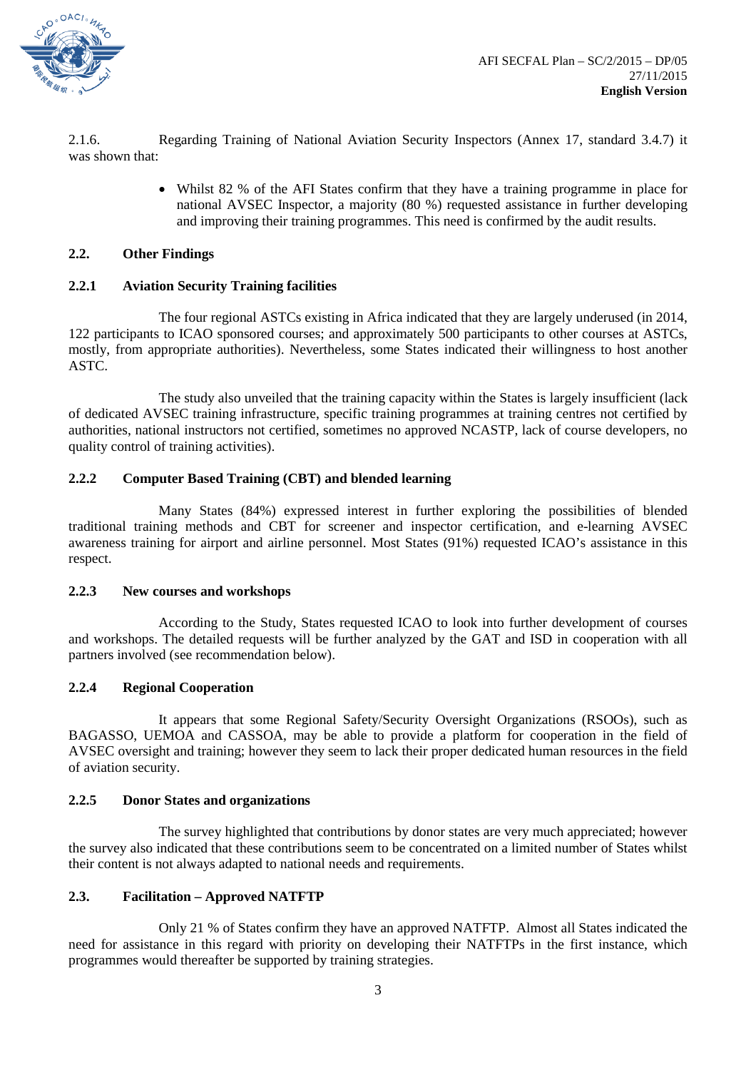2.1.6. Regarding Training of National Aviation Security Inspectors (Annex 17, standard 3.4.7) it was shown that:

- Whilst 82 % of the AFI States confirm that they have a training programme in place for national AVSEC Inspector, a majority (80 %) requested assistance in further developing and improving their training programmes. This need is confirmed by the audit results.

### 2.2. Other Findings

#### 2.2.1 Aviation Security Training facilities

The four regional ASTCs existing in Africa indicated that they are largely underused (in 2014, 122 participants to ICAO sponsored courses; and approximately 500 participants to other courses at ASTCs, mostly, from appropriate authorities). Nevertheless, some States indicated their willingness to host another ASTC.

The study also unveiled that the training capacity within the States is largely insufficient (lack of dedicated AVSEC training infrastructure, specific training programmes at training centres not certified by authorities, national instructors not certified, sometimes no approved NCASTP, lack of course developers, no quality control of training activities).

#### 2.2.2 Computer Based Training (CBT) and blended learning

Many States (84%) expressed interest in further exploring the possibilities of blended traditional training methods and CBT for screener and inspector certification, and e-learning AVSEC awareness training for airport and airline personnel. Most States (91%) requested ICAO's assistance in this respect.

#### 2.2.3 New courses and workshops

According to the Study, States requested ICAO to look into further development of courses and workshops. The detailed requests will be further analyzed by the GAT and ISD in cooperation with all partners involved (see recommendation below).

#### 2.2.4 Regional Cooperation

It appears that some Regional Safety/Security Oversight Organizations (RSOOs), such as BAGASSO, UEMOA and CASSOA, may be able to provide a platform for cooperation in the field of AVSEC oversight and training; however they seem to lack their proper dedicated human resources in the field of aviation security.

#### 2.2.5 Donor States and organizations

The survey highlighted that contributions by donor states are very much appreciated; however the survey also indicated that these contributions seem to be concentrated on a limited number of States whilst their content is not always adapted to national needs and requirements.

### 2.3. Facilitation – Approved NATFTP

Only 21 % of States confirm they have an approved NATFTP. Almost all States indicated the need for assistance in this regard with priority on developing their NATFTPs in the first instance, which programmes would thereafter be supported by training strategies.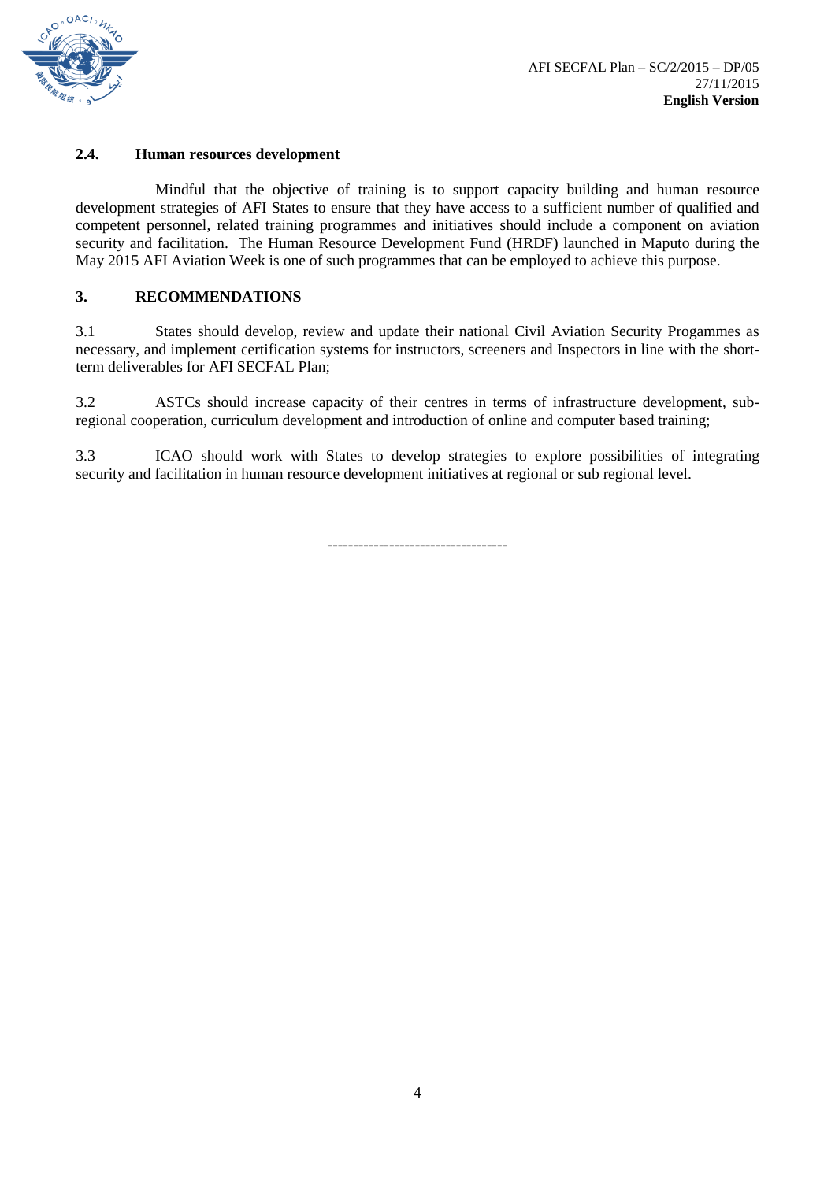### 2.4. Human resources development

Mindful that the objective of training is to support capacity building and human resource development strategies of AFI States to ensure that they have access to a sufficient number of qualified and competent personnel, related training programmes and initiatives should include a component on aviation security and facilitation. The Human Resource Development Fund (HRDF) launched in Maputo during the May 2015 AFI Aviation Week is one of such programmes that can be employed to achieve this purpose.

## 3. RECOMMENDATIONS

3.1 States should develop, review and update their national Civil Aviation Security Progammes as necessary, and implement certification systems for instructors, screeners and Inspectors in line with the short-term deliverables for AFI SECFAL Plan;

3.2 ASTCs should increase capacity of their centres in terms of infrastructure development, sub-regional cooperation, curriculum development and introduction of online and computer based training;

3.3 ICAO should work with States to develop strategies to explore possibilities of integrating security and facilitation in human resource development initiatives at regional or sub regional level.

-----------------------------------